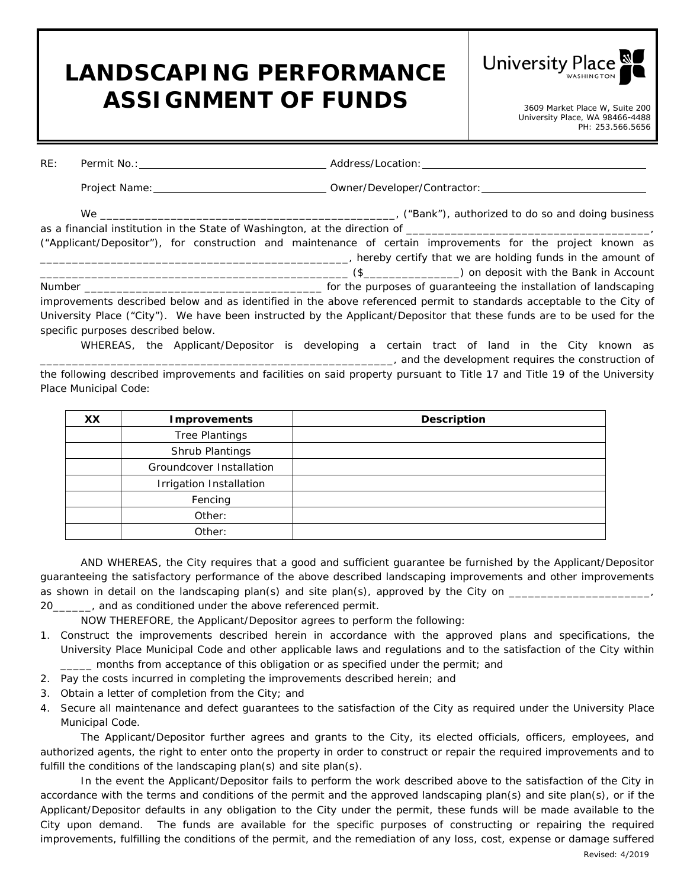# LANDSCAPING PERFORMANCE ASSIGNMENT OF FUNDS

University Place WASHINGTON

3609 Market Place W, Suite 200
University Place, WA 98466-4488
PH: 253.566.5656

RE: Permit No.: ______________________ Address/Location: ______________________

Project Name: ______________________ Owner/Developer/Contractor: ______________________

We ______________________________________________, ("Bank"), authorized to do so and doing business as a financial institution in the State of Washington, at the direction of ______________________________________, ("Applicant/Depositor"), for construction and maintenance of certain improvements for the project known as ________________________________________________, hereby certify that we are holding funds in the amount of ________________________________________________ ($_______________) on deposit with the Bank in Account Number _____________________________________ for the purposes of guaranteeing the installation of landscaping improvements described below and as identified in the above referenced permit to standards acceptable to the City of University Place ("City"). We have been instructed by the Applicant/Depositor that these funds are to be used for the specific purposes described below.

WHEREAS, the Applicant/Depositor is developing a certain tract of land in the City known as ______________________________________________________, and the development requires the construction of the following described improvements and facilities on said property pursuant to Title 17 and Title 19 of the University Place Municipal Code:

| XX | Improvements | Description |
|---|---|---|
| | Tree Plantings | |
| | Shrub Plantings | |
| | Groundcover Installation | |
| | Irrigation Installation | |
| | Fencing | |
| | Other: | |
| | Other: | |

AND WHEREAS, the City requires that a good and sufficient guarantee be furnished by the Applicant/Depositor guaranteeing the satisfactory performance of the above described landscaping improvements and other improvements as shown in detail on the landscaping plan(s) and site plan(s), approved by the City on ______________________, 20______, and as conditioned under the above referenced permit.

NOW THEREFORE, the Applicant/Depositor agrees to perform the following:

1. Construct the improvements described herein in accordance with the approved plans and specifications, the University Place Municipal Code and other applicable laws and regulations and to the satisfaction of the City within _____ months from acceptance of this obligation or as specified under the permit; and
2. Pay the costs incurred in completing the improvements described herein; and
3. Obtain a letter of completion from the City; and
4. Secure all maintenance and defect guarantees to the satisfaction of the City as required under the University Place Municipal Code.

The Applicant/Depositor further agrees and grants to the City, its elected officials, officers, employees, and authorized agents, the right to enter onto the property in order to construct or repair the required improvements and to fulfill the conditions of the landscaping plan(s) and site plan(s).

In the event the Applicant/Depositor fails to perform the work described above to the satisfaction of the City in accordance with the terms and conditions of the permit and the approved landscaping plan(s) and site plan(s), or if the Applicant/Depositor defaults in any obligation to the City under the permit, these funds will be made available to the City upon demand. The funds are available for the specific purposes of constructing or repairing the required improvements, fulfilling the conditions of the permit, and the remediation of any loss, cost, expense or damage suffered

Revised: 4/2019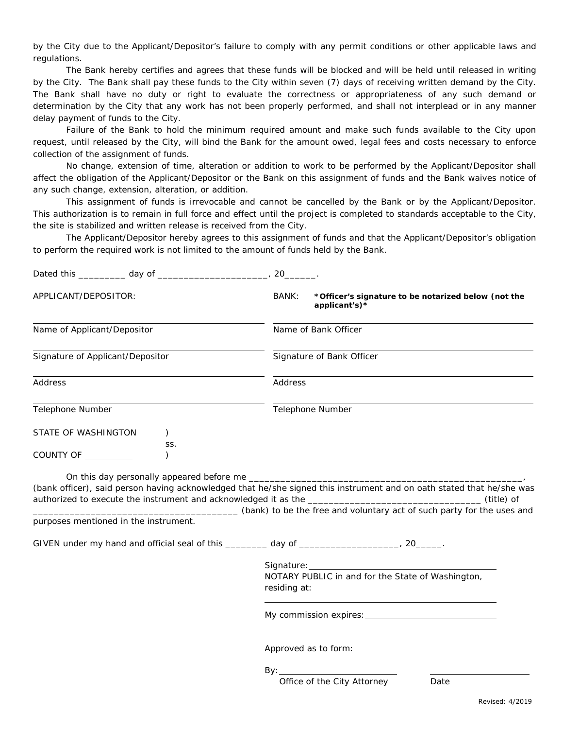by the City due to the Applicant/Depositor's failure to comply with any permit conditions or other applicable laws and regulations.

The Bank hereby certifies and agrees that these funds will be blocked and will be held until released in writing by the City. The Bank shall pay these funds to the City within seven (7) days of receiving written demand by the City. The Bank shall have no duty or right to evaluate the correctness or appropriateness of any such demand or determination by the City that any work has not been properly performed, and shall not interplead or in any manner delay payment of funds to the City.

Failure of the Bank to hold the minimum required amount and make such funds available to the City upon request, until released by the City, will bind the Bank for the amount owed, legal fees and costs necessary to enforce collection of the assignment of funds.

No change, extension of time, alteration or addition to work to be performed by the Applicant/Depositor shall affect the obligation of the Applicant/Depositor or the Bank on this assignment of funds and the Bank waives notice of any such change, extension, alteration, or addition.

This assignment of funds is irrevocable and cannot be cancelled by the Bank or by the Applicant/Depositor. This authorization is to remain in full force and effect until the project is completed to standards acceptable to the City, the site is stabilized and written release is received from the City.

The Applicant/Depositor hereby agrees to this assignment of funds and that the Applicant/Depositor's obligation to perform the required work is not limited to the amount of funds held by the Bank.

Dated this _________ day of _____________________, 20______.

APPLICANT/DEPOSITOR:

BANK: ***Officer's signature to be notarized below (not the applicant's)***

| APPLICANT/DEPOSITOR | BANK |
|---|---|
| Name of Applicant/Depositor | Name of Bank Officer |
| Signature of Applicant/Depositor | Signature of Bank Officer |
| Address | Address |
| Telephone Number | Telephone Number |

STATE OF WASHINGTON )
ss.
COUNTY OF __________ )

On this day personally appeared before me _______________________________________________________, (bank officer), said person having acknowledged that he/she signed this instrument and on oath stated that he/she was authorized to execute the instrument and acknowledged it as the _________________________________ (title) of ______________________________________ (bank) to be the free and voluntary act of such party for the uses and purposes mentioned in the instrument.

GIVEN under my hand and official seal of this ________ day of ___________________, 20_____.

Signature: ________________________________
NOTARY PUBLIC in and for the State of Washington, residing at:

________________________________

My commission expires: ________________________

Approved as to form:

By: ________________________ ________________________
Office of the City Attorney Date

Revised: 4/2019